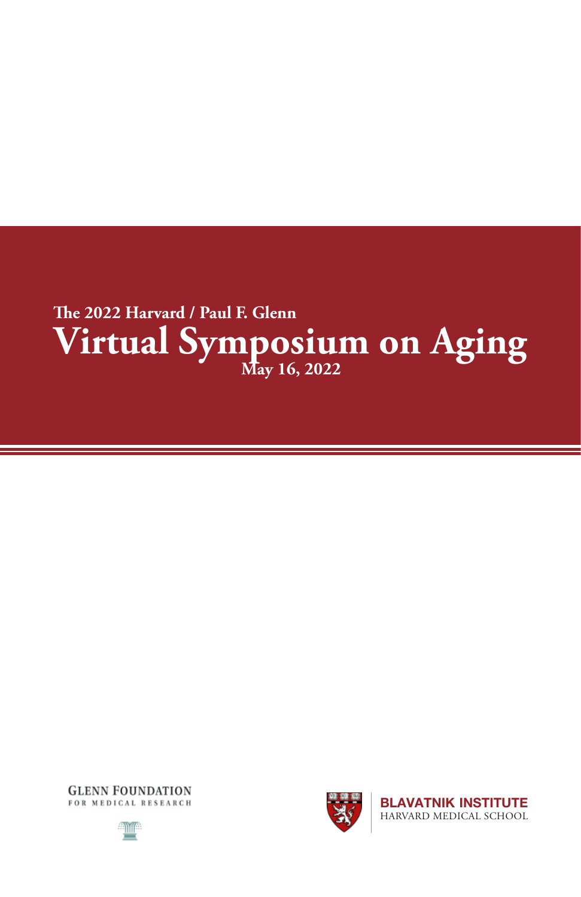The 2022 Harvard / Paul F. Glenn

# Virtual Symposium on Aging

May 16, 2022

GLENN FOUNDATION
FOR MEDICAL RESEARCH

BLAVATNIK INSTITUTE
HARVARD MEDICAL SCHOOL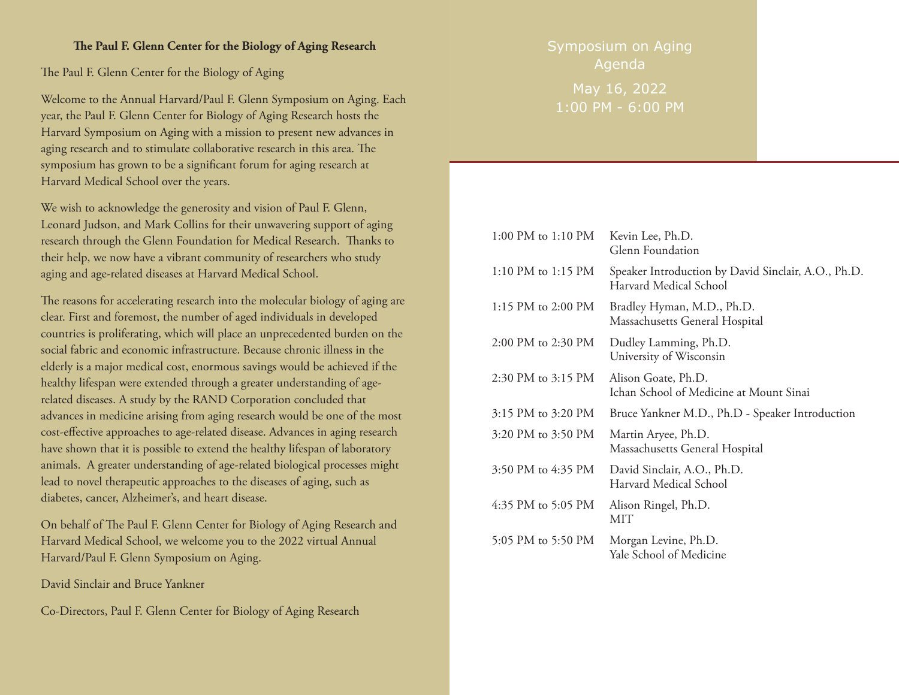## The Paul F. Glenn Center for the Biology of Aging Research

The Paul F. Glenn Center for the Biology of Aging

Welcome to the Annual Harvard/Paul F. Glenn Symposium on Aging. Each year, the Paul F. Glenn Center for Biology of Aging Research hosts the Harvard Symposium on Aging with a mission to present new advances in aging research and to stimulate collaborative research in this area. The symposium has grown to be a significant forum for aging research at Harvard Medical School over the years.

We wish to acknowledge the generosity and vision of Paul F. Glenn, Leonard Judson, and Mark Collins for their unwavering support of aging research through the Glenn Foundation for Medical Research. Thanks to their help, we now have a vibrant community of researchers who study aging and age-related diseases at Harvard Medical School.

The reasons for accelerating research into the molecular biology of aging are clear. First and foremost, the number of aged individuals in developed countries is proliferating, which will place an unprecedented burden on the social fabric and economic infrastructure. Because chronic illness in the elderly is a major medical cost, enormous savings would be achieved if the healthy lifespan were extended through a greater understanding of age-related diseases. A study by the RAND Corporation concluded that advances in medicine arising from aging research would be one of the most cost-effective approaches to age-related disease. Advances in aging research have shown that it is possible to extend the healthy lifespan of laboratory animals. A greater understanding of age-related biological processes might lead to novel therapeutic approaches to the diseases of aging, such as diabetes, cancer, Alzheimer's, and heart disease.

On behalf of The Paul F. Glenn Center for Biology of Aging Research and Harvard Medical School, we welcome you to the 2022 virtual Annual Harvard/Paul F. Glenn Symposium on Aging.

David Sinclair and Bruce Yankner

Co-Directors, Paul F. Glenn Center for Biology of Aging Research

## Symposium on Aging Agenda

May 16, 2022
1:00 PM - 6:00 PM

| Time | Speaker |
| --- | --- |
| 1:00 PM to 1:10 PM | Kevin Lee, Ph.D.<br>Glenn Foundation |
| 1:10 PM to 1:15 PM | Speaker Introduction by David Sinclair, A.O., Ph.D.<br>Harvard Medical School |
| 1:15 PM to 2:00 PM | Bradley Hyman, M.D., Ph.D.<br>Massachusetts General Hospital |
| 2:00 PM to 2:30 PM | Dudley Lamming, Ph.D.<br>University of Wisconsin |
| 2:30 PM to 3:15 PM | Alison Goate, Ph.D.<br>Ichan School of Medicine at Mount Sinai |
| 3:15 PM to 3:20 PM | Bruce Yankner M.D., Ph.D - Speaker Introduction |
| 3:20 PM to 3:50 PM | Martin Aryee, Ph.D.<br>Massachusetts General Hospital |
| 3:50 PM to 4:35 PM | David Sinclair, A.O., Ph.D.<br>Harvard Medical School |
| 4:35 PM to 5:05 PM | Alison Ringel, Ph.D.<br>MIT |
| 5:05 PM to 5:50 PM | Morgan Levine, Ph.D.<br>Yale School of Medicine |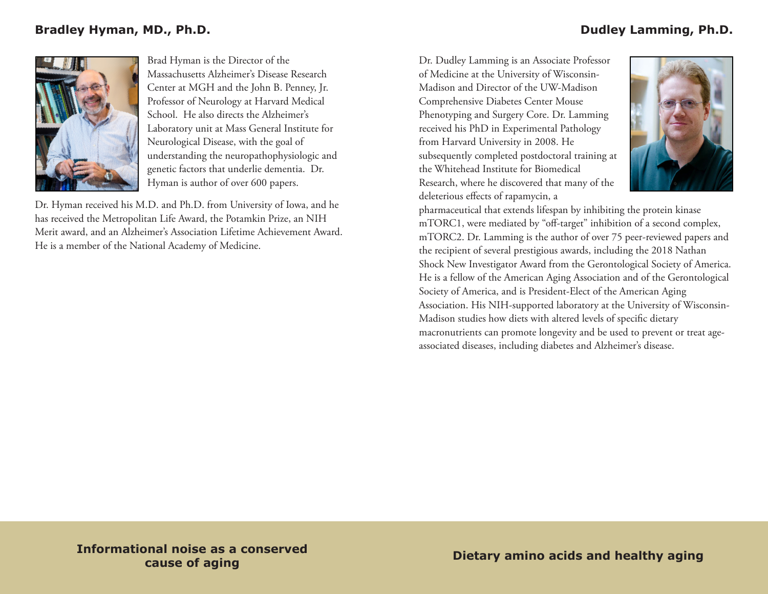## Bradley Hyman, MD., Ph.D.

Brad Hyman is the Director of the Massachusetts Alzheimer's Disease Research Center at MGH and the John B. Penney, Jr. Professor of Neurology at Harvard Medical School. He also directs the Alzheimer's Laboratory unit at Mass General Institute for Neurological Disease, with the goal of understanding the neuropathophysiologic and genetic factors that underlie dementia. Dr. Hyman is author of over 600 papers.

Dr. Hyman received his M.D. and Ph.D. from University of Iowa, and he has received the Metropolitan Life Award, the Potamkin Prize, an NIH Merit award, and an Alzheimer's Association Lifetime Achievement Award. He is a member of the National Academy of Medicine.

**Informational noise as a conserved cause of aging**

## Dudley Lamming, Ph.D.

Dr. Dudley Lamming is an Associate Professor of Medicine at the University of Wisconsin-Madison and Director of the UW-Madison Comprehensive Diabetes Center Mouse Phenotyping and Surgery Core. Dr. Lamming received his PhD in Experimental Pathology from Harvard University in 2008. He subsequently completed postdoctoral training at the Whitehead Institute for Biomedical Research, where he discovered that many of the deleterious effects of rapamycin, a pharmaceutical that extends lifespan by inhibiting the protein kinase mTORC1, were mediated by "off-target" inhibition of a second complex, mTORC2. Dr. Lamming is the author of over 75 peer-reviewed papers and the recipient of several prestigious awards, including the 2018 Nathan Shock New Investigator Award from the Gerontological Society of America. He is a fellow of the American Aging Association and of the Gerontological Society of America, and is President-Elect of the American Aging Association. His NIH-supported laboratory at the University of Wisconsin-Madison studies how diets with altered levels of specific dietary macronutrients can promote longevity and be used to prevent or treat age-associated diseases, including diabetes and Alzheimer's disease.

**Dietary amino acids and healthy aging**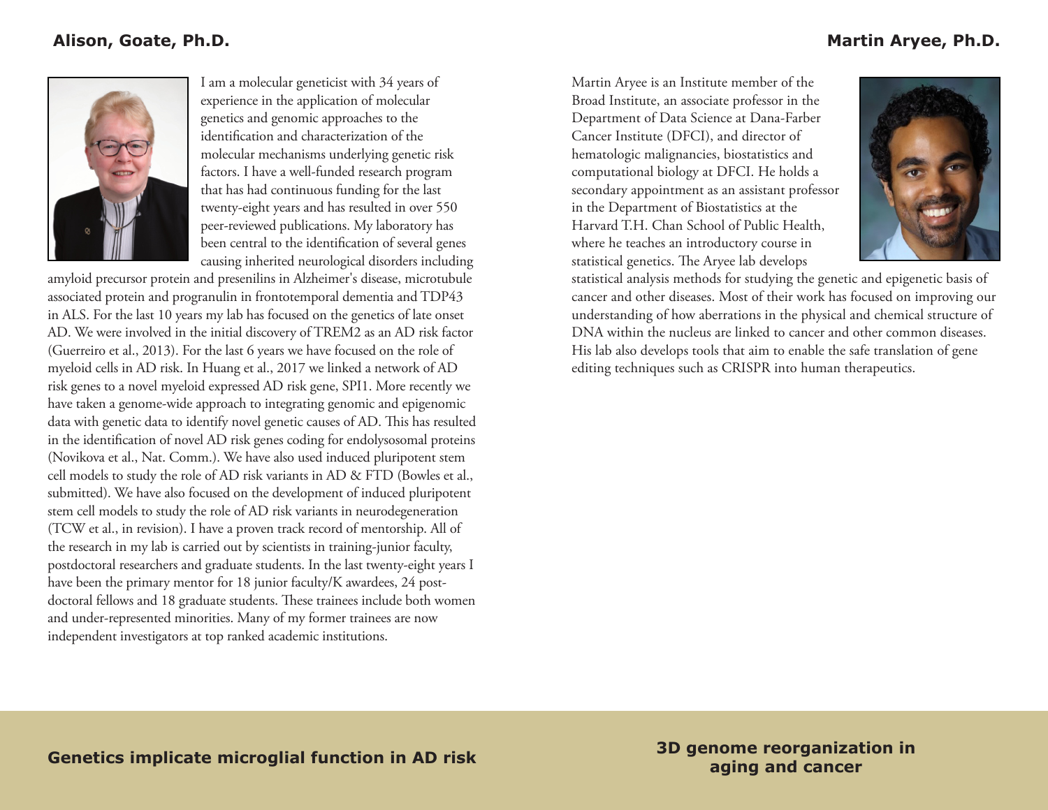## Alison, Goate, Ph.D.

I am a molecular geneticist with 34 years of experience in the application of molecular genetics and genomic approaches to the identification and characterization of the molecular mechanisms underlying genetic risk factors. I have a well-funded research program that has had continuous funding for the last twenty-eight years and has resulted in over 550 peer-reviewed publications. My laboratory has been central to the identification of several genes causing inherited neurological disorders including amyloid precursor protein and presenilins in Alzheimer's disease, microtubule associated protein and progranulin in frontotemporal dementia and TDP43 in ALS. For the last 10 years my lab has focused on the genetics of late onset AD. We were involved in the initial discovery of TREM2 as an AD risk factor (Guerreiro et al., 2013). For the last 6 years we have focused on the role of myeloid cells in AD risk. In Huang et al., 2017 we linked a network of AD risk genes to a novel myeloid expressed AD risk gene, SPI1. More recently we have taken a genome-wide approach to integrating genomic and epigenomic data with genetic data to identify novel genetic causes of AD. This has resulted in the identification of novel AD risk genes coding for endolysosomal proteins (Novikova et al., Nat. Comm.). We have also used induced pluripotent stem cell models to study the role of AD risk variants in AD & FTD (Bowles et al., submitted). We have also focused on the development of induced pluripotent stem cell models to study the role of AD risk variants in neurodegeneration (TCW et al., in revision). I have a proven track record of mentorship. All of the research in my lab is carried out by scientists in training-junior faculty, postdoctoral researchers and graduate students. In the last twenty-eight years I have been the primary mentor for 18 junior faculty/K awardees, 24 post-doctoral fellows and 18 graduate students. These trainees include both women and under-represented minorities. Many of my former trainees are now independent investigators at top ranked academic institutions.

**Genetics implicate microglial function in AD risk**

## Martin Aryee, Ph.D.

Martin Aryee is an Institute member of the Broad Institute, an associate professor in the Department of Data Science at Dana-Farber Cancer Institute (DFCI), and director of hematologic malignancies, biostatistics and computational biology at DFCI. He holds a secondary appointment as an assistant professor in the Department of Biostatistics at the Harvard T.H. Chan School of Public Health, where he teaches an introductory course in statistical genetics. The Aryee lab develops statistical analysis methods for studying the genetic and epigenetic basis of cancer and other diseases. Most of their work has focused on improving our understanding of how aberrations in the physical and chemical structure of DNA within the nucleus are linked to cancer and other common diseases. His lab also develops tools that aim to enable the safe translation of gene editing techniques such as CRISPR into human therapeutics.

**3D genome reorganization in aging and cancer**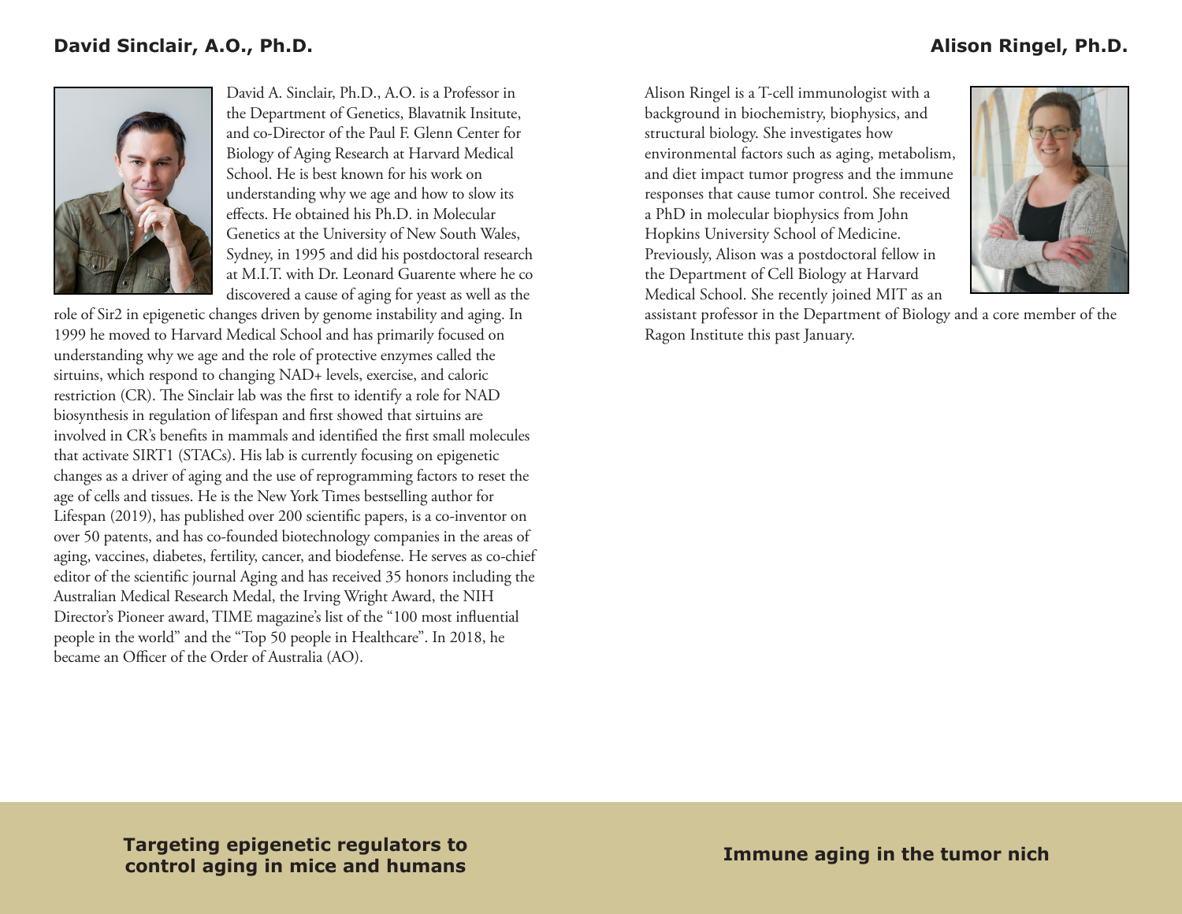## David Sinclair, A.O., Ph.D.

David A. Sinclair, Ph.D., A.O. is a Professor in the Department of Genetics, Blavatnik Insitute, and co-Director of the Paul F. Glenn Center for Biology of Aging Research at Harvard Medical School. He is best known for his work on understanding why we age and how to slow its effects. He obtained his Ph.D. in Molecular Genetics at the University of New South Wales, Sydney, in 1995 and did his postdoctoral research at M.I.T. with Dr. Leonard Guarente where he co discovered a cause of aging for yeast as well as the role of Sir2 in epigenetic changes driven by genome instability and aging. In 1999 he moved to Harvard Medical School and has primarily focused on understanding why we age and the role of protective enzymes called the sirtuins, which respond to changing NAD+ levels, exercise, and caloric restriction (CR). The Sinclair lab was the first to identify a role for NAD biosynthesis in regulation of lifespan and first showed that sirtuins are involved in CR's benefits in mammals and identified the first small molecules that activate SIRT1 (STACs). His lab is currently focusing on epigenetic changes as a driver of aging and the use of reprogramming factors to reset the age of cells and tissues. He is the New York Times bestselling author for Lifespan (2019), has published over 200 scientific papers, is a co-inventor on over 50 patents, and has co-founded biotechnology companies in the areas of aging, vaccines, diabetes, fertility, cancer, and biodefense. He serves as co-chief editor of the scientific journal Aging and has received 35 honors including the Australian Medical Research Medal, the Irving Wright Award, the NIH Director's Pioneer award, TIME magazine's list of the "100 most influential people in the world" and the "Top 50 people in Healthcare". In 2018, he became an Officer of the Order of Australia (AO).

**Targeting epigenetic regulators to control aging in mice and humans**

## Alison Ringel, Ph.D.

Alison Ringel is a T-cell immunologist with a background in biochemistry, biophysics, and structural biology. She investigates how environmental factors such as aging, metabolism, and diet impact tumor progress and the immune responses that cause tumor control. She received a PhD in molecular biophysics from John Hopkins University School of Medicine. Previously, Alison was a postdoctoral fellow in the Department of Cell Biology at Harvard Medical School. She recently joined MIT as an assistant professor in the Department of Biology and a core member of the Ragon Institute this past January.

**Immune aging in the tumor nich**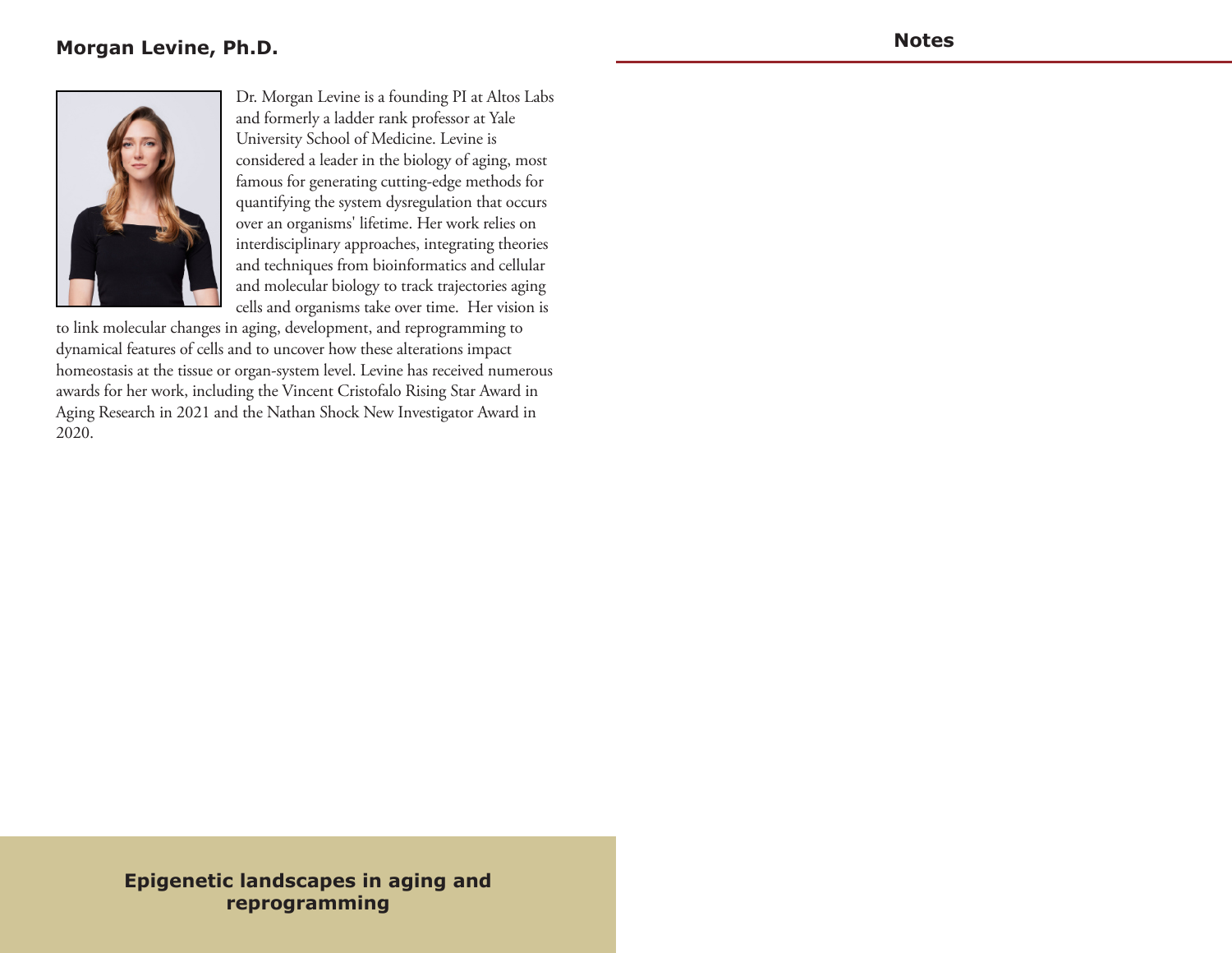## Morgan Levine, Ph.D.

Dr. Morgan Levine is a founding PI at Altos Labs and formerly a ladder rank professor at Yale University School of Medicine. Levine is considered a leader in the biology of aging, most famous for generating cutting-edge methods for quantifying the system dysregulation that occurs over an organisms' lifetime. Her work relies on interdisciplinary approaches, integrating theories and techniques from bioinformatics and cellular and molecular biology to track trajectories aging cells and organisms take over time. Her vision is to link molecular changes in aging, development, and reprogramming to dynamical features of cells and to uncover how these alterations impact homeostasis at the tissue or organ-system level. Levine has received numerous awards for her work, including the Vincent Cristofalo Rising Star Award in Aging Research in 2021 and the Nathan Shock New Investigator Award in 2020.

**Epigenetic landscapes in aging and reprogramming**

## Notes